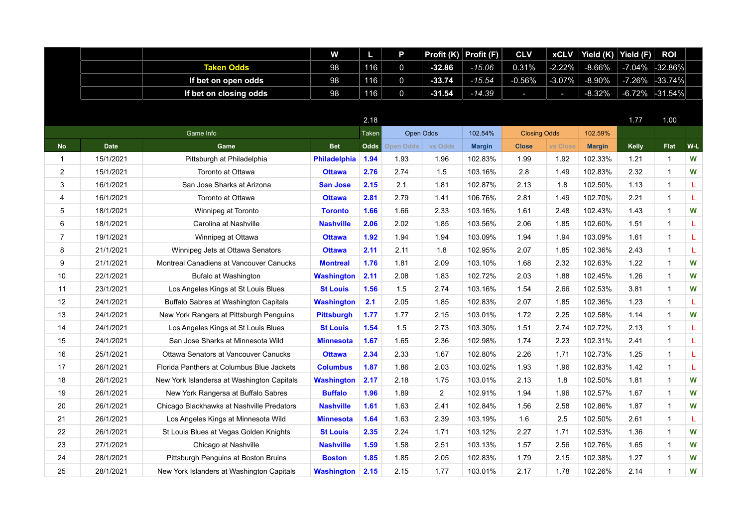| | | | W | L | P | Profit (K) | Profit (F) | CLV | xCLV | Yield (K) | Yield (F) | ROI |
|---|---|---|---|---|---|---|---|---|---|---|---|---|
| | | **Taken Odds** | 98 | 116 | 0 | **-32.86** | *-15.06* | 0.31% | -2.22% | -8.66% | -7.04% | -32.86% |
| | | **If bet on open odds** | 98 | 116 | 0 | **-33.74** | *-15.54* | -0.56% | -3.07% | -8.90% | -7.26% | -33.74% |
| | | **If bet on closing odds** | 98 | 116 | 0 | **-31.54** | *-14.39* | - | - | -8.32% | -6.72% | -31.54% |

| | | | | 2.18 | | | | | | | 1.77 | 1.00 | |
|---|---|---|---|---|---|---|---|---|---|---|---|---|---|
| | | Game Info | | Taken | Open Odds | | 102.54% | Closing Odds | | 102.59% | | | |
| **No** | **Date** | **Game** | **Bet** | **Odds** | **Open Odds** | **vs Odds** | **Margin** | **Close** | **vs Close** | **Margin** | **Kelly** | **Flat** | **W-L** |
| 1 | 15/1/2021 | Pittsburgh at Philadelphia | **Philadelphia** | **1.94** | 1.93 | 1.96 | 102.83% | 1.99 | 1.92 | 102.33% | 1.21 | 1 | **W** |
| 2 | 15/1/2021 | Toronto at Ottawa | **Ottawa** | **2.76** | 2.74 | 1.5 | 103.16% | 2.8 | 1.49 | 102.83% | 2.32 | 1 | **W** |
| 3 | 16/1/2021 | San Jose Sharks at Arizona | **San Jose** | **2.15** | 2.1 | 1.81 | 102.87% | 2.13 | 1.8 | 102.50% | 1.13 | 1 | **L** |
| 4 | 16/1/2021 | Toronto at Ottawa | **Ottawa** | **2.81** | 2.79 | 1.41 | 106.76% | 2.81 | 1.49 | 102.70% | 2.21 | 1 | **L** |
| 5 | 18/1/2021 | Winnipeg at Toronto | **Toronto** | **1.66** | 1.66 | 2.33 | 103.16% | 1.61 | 2.48 | 102.43% | 1.43 | 1 | **W** |
| 6 | 18/1/2021 | Carolina at Nashville | **Nashville** | **2.06** | 2.02 | 1.85 | 103.56% | 2.06 | 1.85 | 102.60% | 1.51 | 1 | **L** |
| 7 | 19/1/2021 | Winnipeg at Ottawa | **Ottawa** | **1.92** | 1.94 | 1.94 | 103.09% | 1.94 | 1.94 | 103.09% | 1.61 | 1 | **L** |
| 8 | 21/1/2021 | Winnipeg Jets at Ottawa Senators | **Ottawa** | **2.11** | 2.11 | 1.8 | 102.95% | 2.07 | 1.85 | 102.36% | 2.43 | 1 | **L** |
| 9 | 21/1/2021 | Montreal Canadiens at Vancouver Canucks | **Montreal** | **1.76** | 1.81 | 2.09 | 103.10% | 1.68 | 2.32 | 102.63% | 1.22 | 1 | **W** |
| 10 | 22/1/2021 | Bufalo at Washington | **Washington** | **2.11** | 2.08 | 1.83 | 102.72% | 2.03 | 1.88 | 102.45% | 1.26 | 1 | **W** |
| 11 | 23/1/2021 | Los Angeles Kings at St Louis Blues | **St Louis** | **1.56** | 1.5 | 2.74 | 103.16% | 1.54 | 2.66 | 102.53% | 3.81 | 1 | **W** |
| 12 | 24/1/2021 | Buffalo Sabres at Washington Capitals | **Washington** | **2.1** | 2.05 | 1.85 | 102.83% | 2.07 | 1.85 | 102.36% | 1.23 | 1 | **L** |
| 13 | 24/1/2021 | New York Rangers at Pittsburgh Penguins | **Pittsburgh** | **1.77** | 1.77 | 2.15 | 103.01% | 1.72 | 2.25 | 102.58% | 1.14 | 1 | **W** |
| 14 | 24/1/2021 | Los Angeles Kings at St Louis Blues | **St Louis** | **1.54** | 1.5 | 2.73 | 103.30% | 1.51 | 2.74 | 102.72% | 2.13 | 1 | **L** |
| 15 | 24/1/2021 | San Jose Sharks at Minnesota Wild | **Minnesota** | **1.67** | 1.65 | 2.36 | 102.98% | 1.74 | 2.23 | 102.31% | 2.41 | 1 | **L** |
| 16 | 25/1/2021 | Ottawa Senators at Vancouver Canucks | **Ottawa** | **2.34** | 2.33 | 1.67 | 102.80% | 2.26 | 1.71 | 102.73% | 1.25 | 1 | **L** |
| 17 | 26/1/2021 | Florida Panthers at Columbus Blue Jackets | **Columbus** | **1.87** | 1.86 | 2.03 | 103.02% | 1.93 | 1.96 | 102.83% | 1.42 | 1 | **L** |
| 18 | 26/1/2021 | New York Islandersa at Washington Capitals | **Washington** | **2.17** | 2.18 | 1.75 | 103.01% | 2.13 | 1.8 | 102.50% | 1.81 | 1 | **W** |
| 19 | 26/1/2021 | New York Rangersa at Buffalo Sabres | **Buffalo** | **1.96** | 1.89 | 2 | 102.91% | 1.94 | 1.96 | 102.57% | 1.67 | 1 | **W** |
| 20 | 26/1/2021 | Chicago Blackhawks at Nashville Predators | **Nashville** | **1.61** | 1.63 | 2.41 | 102.84% | 1.56 | 2.58 | 102.86% | 1.87 | 1 | **W** |
| 21 | 26/1/2021 | Los Angeles Kings at Minnesota Wild | **Minnesota** | **1.64** | 1.63 | 2.39 | 103.19% | 1.6 | 2.5 | 102.50% | 2.61 | 1 | **L** |
| 22 | 26/1/2021 | St Louis Blues at Vegas Golden Knights | **St Louis** | **2.35** | 2.24 | 1.71 | 103.12% | 2.27 | 1.71 | 102.53% | 1.36 | 1 | **W** |
| 23 | 27/1/2021 | Chicago at Nashville | **Nashville** | **1.59** | 1.58 | 2.51 | 103.13% | 1.57 | 2.56 | 102.76% | 1.65 | 1 | **W** |
| 24 | 28/1/2021 | Pittsburgh Penguins at Boston Bruins | **Boston** | **1.85** | 1.85 | 2.05 | 102.83% | 1.79 | 2.15 | 102.38% | 1.27 | 1 | **W** |
| 25 | 28/1/2021 | New York Islanders at Washington Capitals | **Washington** | **2.15** | 2.15 | 1.77 | 103.01% | 2.17 | 1.78 | 102.26% | 2.14 | 1 | **W** |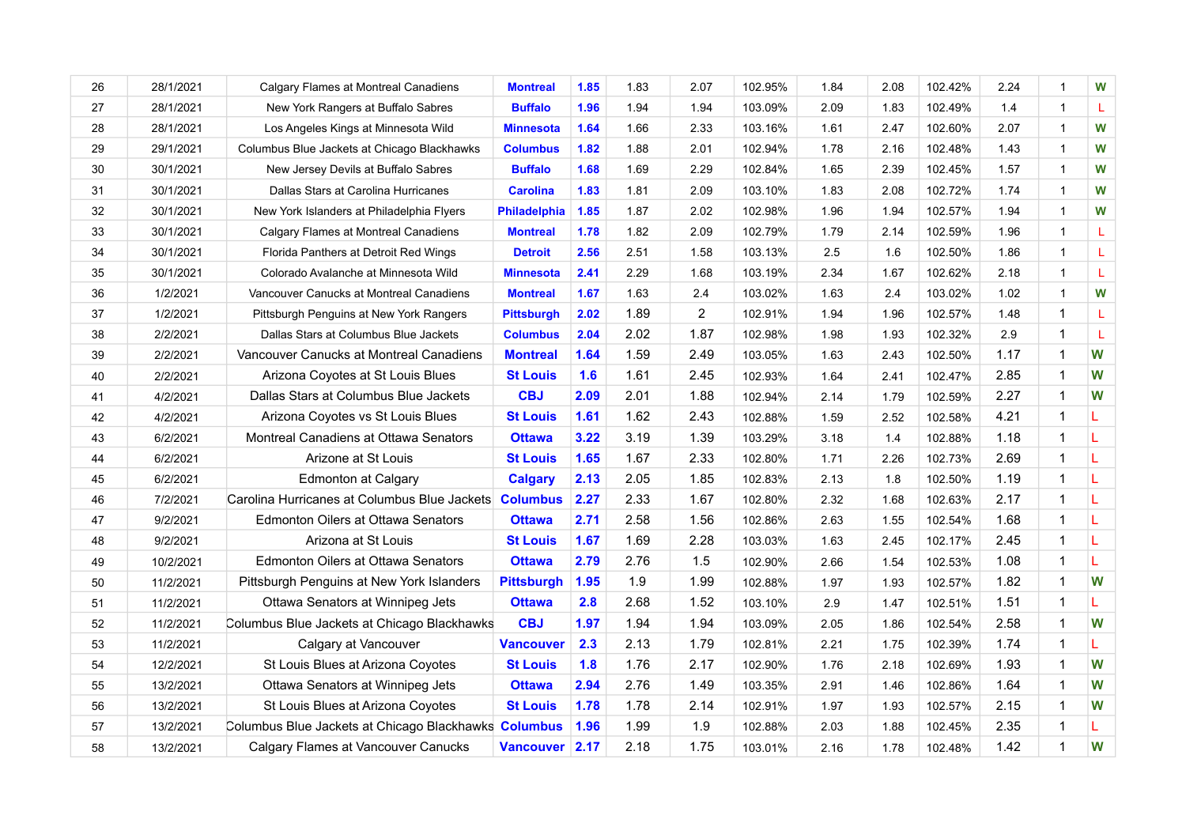| | | | | | | | | | | | | | |
|---|---|---|---|---|---|---|---|---|---|---|---|---|---|
| 26 | 28/1/2021 | Calgary Flames at Montreal Canadiens | **Montreal** | **1.85** | 1.83 | 2.07 | 102.95% | 1.84 | 2.08 | 102.42% | 2.24 | 1 | **W** |
| 27 | 28/1/2021 | New York Rangers at Buffalo Sabres | **Buffalo** | **1.96** | 1.94 | 1.94 | 103.09% | 2.09 | 1.83 | 102.49% | 1.4 | 1 | L |
| 28 | 28/1/2021 | Los Angeles Kings at Minnesota Wild | **Minnesota** | **1.64** | 1.66 | 2.33 | 103.16% | 1.61 | 2.47 | 102.60% | 2.07 | 1 | **W** |
| 29 | 29/1/2021 | Columbus Blue Jackets at Chicago Blackhawks | **Columbus** | **1.82** | 1.88 | 2.01 | 102.94% | 1.78 | 2.16 | 102.48% | 1.43 | 1 | **W** |
| 30 | 30/1/2021 | New Jersey Devils at Buffalo Sabres | **Buffalo** | **1.68** | 1.69 | 2.29 | 102.84% | 1.65 | 2.39 | 102.45% | 1.57 | 1 | **W** |
| 31 | 30/1/2021 | Dallas Stars at Carolina Hurricanes | **Carolina** | **1.83** | 1.81 | 2.09 | 103.10% | 1.83 | 2.08 | 102.72% | 1.74 | 1 | **W** |
| 32 | 30/1/2021 | New York Islanders at Philadelphia Flyers | **Philadelphia** | **1.85** | 1.87 | 2.02 | 102.98% | 1.96 | 1.94 | 102.57% | 1.94 | 1 | **W** |
| 33 | 30/1/2021 | Calgary Flames at Montreal Canadiens | **Montreal** | **1.78** | 1.82 | 2.09 | 102.79% | 1.79 | 2.14 | 102.59% | 1.96 | 1 | L |
| 34 | 30/1/2021 | Florida Panthers at Detroit Red Wings | **Detroit** | **2.56** | 2.51 | 1.58 | 103.13% | 2.5 | 1.6 | 102.50% | 1.86 | 1 | L |
| 35 | 30/1/2021 | Colorado Avalanche at Minnesota Wild | **Minnesota** | **2.41** | 2.29 | 1.68 | 103.19% | 2.34 | 1.67 | 102.62% | 2.18 | 1 | L |
| 36 | 1/2/2021 | Vancouver Canucks at Montreal Canadiens | **Montreal** | **1.67** | 1.63 | 2.4 | 103.02% | 1.63 | 2.4 | 103.02% | 1.02 | 1 | **W** |
| 37 | 1/2/2021 | Pittsburgh Penguins at New York Rangers | **Pittsburgh** | **2.02** | 1.89 | 2 | 102.91% | 1.94 | 1.96 | 102.57% | 1.48 | 1 | L |
| 38 | 2/2/2021 | Dallas Stars at Columbus Blue Jackets | **Columbus** | **2.04** | 2.02 | 1.87 | 102.98% | 1.98 | 1.93 | 102.32% | 2.9 | 1 | L |
| 39 | 2/2/2021 | Vancouver Canucks at Montreal Canadiens | **Montreal** | **1.64** | 1.59 | 2.49 | 103.05% | 1.63 | 2.43 | 102.50% | 1.17 | 1 | **W** |
| 40 | 2/2/2021 | Arizona Coyotes at St Louis Blues | **St Louis** | **1.6** | 1.61 | 2.45 | 102.93% | 1.64 | 2.41 | 102.47% | 2.85 | 1 | **W** |
| 41 | 4/2/2021 | Dallas Stars at Columbus Blue Jackets | **CBJ** | **2.09** | 2.01 | 1.88 | 102.94% | 2.14 | 1.79 | 102.59% | 2.27 | 1 | **W** |
| 42 | 4/2/2021 | Arizona Coyotes vs St Louis Blues | **St Louis** | **1.61** | 1.62 | 2.43 | 102.88% | 1.59 | 2.52 | 102.58% | 4.21 | 1 | L |
| 43 | 6/2/2021 | Montreal Canadiens at Ottawa Senators | **Ottawa** | **3.22** | 3.19 | 1.39 | 103.29% | 3.18 | 1.4 | 102.88% | 1.18 | 1 | L |
| 44 | 6/2/2021 | Arizone at St Louis | **St Louis** | **1.65** | 1.67 | 2.33 | 102.80% | 1.71 | 2.26 | 102.73% | 2.69 | 1 | L |
| 45 | 6/2/2021 | Edmonton at Calgary | **Calgary** | **2.13** | 2.05 | 1.85 | 102.83% | 2.13 | 1.8 | 102.50% | 1.19 | 1 | L |
| 46 | 7/2/2021 | Carolina Hurricanes at Columbus Blue Jackets | **Columbus** | **2.27** | 2.33 | 1.67 | 102.80% | 2.32 | 1.68 | 102.63% | 2.17 | 1 | L |
| 47 | 9/2/2021 | Edmonton Oilers at Ottawa Senators | **Ottawa** | **2.71** | 2.58 | 1.56 | 102.86% | 2.63 | 1.55 | 102.54% | 1.68 | 1 | L |
| 48 | 9/2/2021 | Arizona at St Louis | **St Louis** | **1.67** | 1.69 | 2.28 | 103.03% | 1.63 | 2.45 | 102.17% | 2.45 | 1 | L |
| 49 | 10/2/2021 | Edmonton Oilers at Ottawa Senators | **Ottawa** | **2.79** | 2.76 | 1.5 | 102.90% | 2.66 | 1.54 | 102.53% | 1.08 | 1 | L |
| 50 | 11/2/2021 | Pittsburgh Penguins at New York Islanders | **Pittsburgh** | **1.95** | 1.9 | 1.99 | 102.88% | 1.97 | 1.93 | 102.57% | 1.82 | 1 | **W** |
| 51 | 11/2/2021 | Ottawa Senators at Winnipeg Jets | **Ottawa** | **2.8** | 2.68 | 1.52 | 103.10% | 2.9 | 1.47 | 102.51% | 1.51 | 1 | L |
| 52 | 11/2/2021 | Columbus Blue Jackets at Chicago Blackhawks | **CBJ** | **1.97** | 1.94 | 1.94 | 103.09% | 2.05 | 1.86 | 102.54% | 2.58 | 1 | **W** |
| 53 | 11/2/2021 | Calgary at Vancouver | **Vancouver** | **2.3** | 2.13 | 1.79 | 102.81% | 2.21 | 1.75 | 102.39% | 1.74 | 1 | L |
| 54 | 12/2/2021 | St Louis Blues at Arizona Coyotes | **St Louis** | **1.8** | 1.76 | 2.17 | 102.90% | 1.76 | 2.18 | 102.69% | 1.93 | 1 | **W** |
| 55 | 13/2/2021 | Ottawa Senators at Winnipeg Jets | **Ottawa** | **2.94** | 2.76 | 1.49 | 103.35% | 2.91 | 1.46 | 102.86% | 1.64 | 1 | **W** |
| 56 | 13/2/2021 | St Louis Blues at Arizona Coyotes | **St Louis** | **1.78** | 1.78 | 2.14 | 102.91% | 1.97 | 1.93 | 102.57% | 2.15 | 1 | **W** |
| 57 | 13/2/2021 | Columbus Blue Jackets at Chicago Blackhawks | **Columbus** | **1.96** | 1.99 | 1.9 | 102.88% | 2.03 | 1.88 | 102.45% | 2.35 | 1 | L |
| 58 | 13/2/2021 | Calgary Flames at Vancouver Canucks | **Vancouver** | **2.17** | 2.18 | 1.75 | 103.01% | 2.16 | 1.78 | 102.48% | 1.42 | 1 | **W** |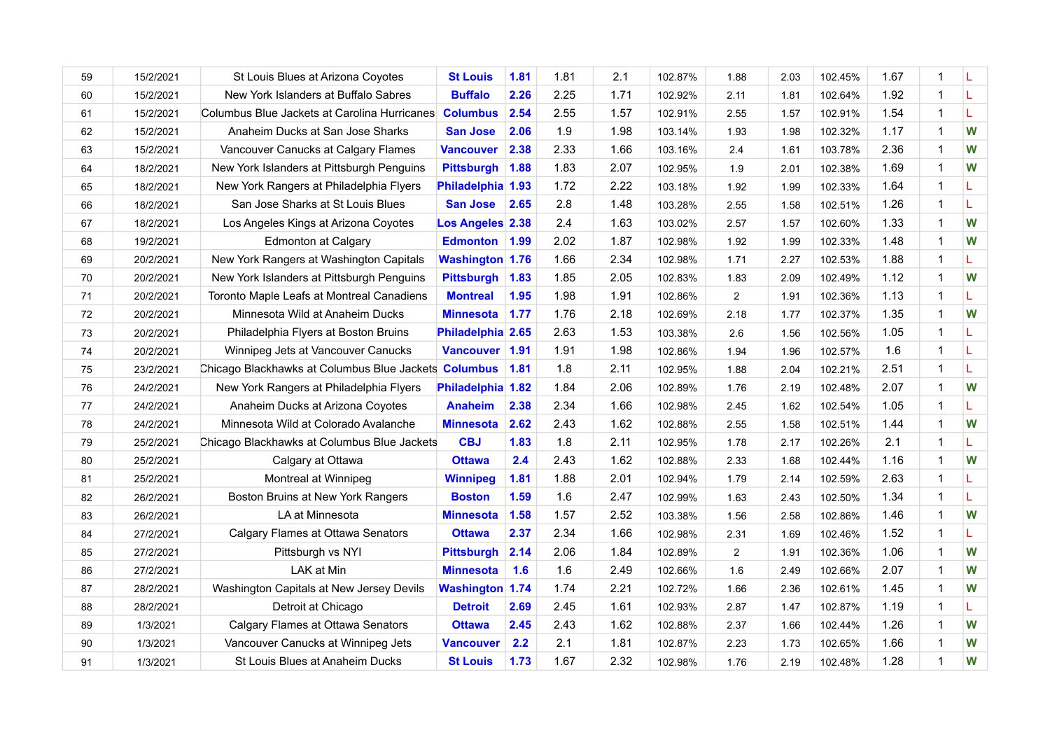| | | | | | | | | | | | | | |
|---|---|---|---|---|---|---|---|---|---|---|---|---|---|
| 59 | 15/2/2021 | St Louis Blues at Arizona Coyotes | **St Louis** | **1.81** | 1.81 | 2.1 | 102.87% | 1.88 | 2.03 | 102.45% | 1.67 | 1 | L |
| 60 | 15/2/2021 | New York Islanders at Buffalo Sabres | **Buffalo** | **2.26** | 2.25 | 1.71 | 102.92% | 2.11 | 1.81 | 102.64% | 1.92 | 1 | L |
| 61 | 15/2/2021 | Columbus Blue Jackets at Carolina Hurricanes | **Columbus** | **2.54** | 2.55 | 1.57 | 102.91% | 2.55 | 1.57 | 102.91% | 1.54 | 1 | L |
| 62 | 15/2/2021 | Anaheim Ducks at San Jose Sharks | **San Jose** | **2.06** | 1.9 | 1.98 | 103.14% | 1.93 | 1.98 | 102.32% | 1.17 | 1 | **W** |
| 63 | 15/2/2021 | Vancouver Canucks at Calgary Flames | **Vancouver** | **2.38** | 2.33 | 1.66 | 103.16% | 2.4 | 1.61 | 103.78% | 2.36 | 1 | **W** |
| 64 | 18/2/2021 | New York Islanders at Pittsburgh Penguins | **Pittsburgh** | **1.88** | 1.83 | 2.07 | 102.95% | 1.9 | 2.01 | 102.38% | 1.69 | 1 | **W** |
| 65 | 18/2/2021 | New York Rangers at Philadelphia Flyers | **Philadelphia** | **1.93** | 1.72 | 2.22 | 103.18% | 1.92 | 1.99 | 102.33% | 1.64 | 1 | L |
| 66 | 18/2/2021 | San Jose Sharks at St Louis Blues | **San Jose** | **2.65** | 2.8 | 1.48 | 103.28% | 2.55 | 1.58 | 102.51% | 1.26 | 1 | L |
| 67 | 18/2/2021 | Los Angeles Kings at Arizona Coyotes | **Los Angeles** | **2.38** | 2.4 | 1.63 | 103.02% | 2.57 | 1.57 | 102.60% | 1.33 | 1 | **W** |
| 68 | 19/2/2021 | Edmonton at Calgary | **Edmonton** | **1.99** | 2.02 | 1.87 | 102.98% | 1.92 | 1.99 | 102.33% | 1.48 | 1 | **W** |
| 69 | 20/2/2021 | New York Rangers at Washington Capitals | **Washington** | **1.76** | 1.66 | 2.34 | 102.98% | 1.71 | 2.27 | 102.53% | 1.88 | 1 | L |
| 70 | 20/2/2021 | New York Islanders at Pittsburgh Penguins | **Pittsburgh** | **1.83** | 1.85 | 2.05 | 102.83% | 1.83 | 2.09 | 102.49% | 1.12 | 1 | **W** |
| 71 | 20/2/2021 | Toronto Maple Leafs at Montreal Canadiens | **Montreal** | **1.95** | 1.98 | 1.91 | 102.86% | 2 | 1.91 | 102.36% | 1.13 | 1 | L |
| 72 | 20/2/2021 | Minnesota Wild at Anaheim Ducks | **Minnesota** | **1.77** | 1.76 | 2.18 | 102.69% | 2.18 | 1.77 | 102.37% | 1.35 | 1 | **W** |
| 73 | 20/2/2021 | Philadelphia Flyers at Boston Bruins | **Philadelphia** | **2.65** | 2.63 | 1.53 | 103.38% | 2.6 | 1.56 | 102.56% | 1.05 | 1 | L |
| 74 | 20/2/2021 | Winnipeg Jets at Vancouver Canucks | **Vancouver** | **1.91** | 1.91 | 1.98 | 102.86% | 1.94 | 1.96 | 102.57% | 1.6 | 1 | L |
| 75 | 23/2/2021 | Chicago Blackhawks at Columbus Blue Jackets | **Columbus** | **1.81** | 1.8 | 2.11 | 102.95% | 1.88 | 2.04 | 102.21% | 2.51 | 1 | L |
| 76 | 24/2/2021 | New York Rangers at Philadelphia Flyers | **Philadelphia** | **1.82** | 1.84 | 2.06 | 102.89% | 1.76 | 2.19 | 102.48% | 2.07 | 1 | **W** |
| 77 | 24/2/2021 | Anaheim Ducks at Arizona Coyotes | **Anaheim** | **2.38** | 2.34 | 1.66 | 102.98% | 2.45 | 1.62 | 102.54% | 1.05 | 1 | L |
| 78 | 24/2/2021 | Minnesota Wild at Colorado Avalanche | **Minnesota** | **2.62** | 2.43 | 1.62 | 102.88% | 2.55 | 1.58 | 102.51% | 1.44 | 1 | **W** |
| 79 | 25/2/2021 | Chicago Blackhawks at Columbus Blue Jackets | **CBJ** | **1.83** | 1.8 | 2.11 | 102.95% | 1.78 | 2.17 | 102.26% | 2.1 | 1 | L |
| 80 | 25/2/2021 | Calgary at Ottawa | **Ottawa** | **2.4** | 2.43 | 1.62 | 102.88% | 2.33 | 1.68 | 102.44% | 1.16 | 1 | **W** |
| 81 | 25/2/2021 | Montreal at Winnipeg | **Winnipeg** | **1.81** | 1.88 | 2.01 | 102.94% | 1.79 | 2.14 | 102.59% | 2.63 | 1 | L |
| 82 | 26/2/2021 | Boston Bruins at New York Rangers | **Boston** | **1.59** | 1.6 | 2.47 | 102.99% | 1.63 | 2.43 | 102.50% | 1.34 | 1 | L |
| 83 | 26/2/2021 | LA at Minnesota | **Minnesota** | **1.58** | 1.57 | 2.52 | 103.38% | 1.56 | 2.58 | 102.86% | 1.46 | 1 | **W** |
| 84 | 27/2/2021 | Calgary Flames at Ottawa Senators | **Ottawa** | **2.37** | 2.34 | 1.66 | 102.98% | 2.31 | 1.69 | 102.46% | 1.52 | 1 | L |
| 85 | 27/2/2021 | Pittsburgh vs NYI | **Pittsburgh** | **2.14** | 2.06 | 1.84 | 102.89% | 2 | 1.91 | 102.36% | 1.06 | 1 | **W** |
| 86 | 27/2/2021 | LAK at Min | **Minnesota** | **1.6** | 1.6 | 2.49 | 102.66% | 1.6 | 2.49 | 102.66% | 2.07 | 1 | **W** |
| 87 | 28/2/2021 | Washington Capitals at New Jersey Devils | **Washington** | **1.74** | 1.74 | 2.21 | 102.72% | 1.66 | 2.36 | 102.61% | 1.45 | 1 | **W** |
| 88 | 28/2/2021 | Detroit at Chicago | **Detroit** | **2.69** | 2.45 | 1.61 | 102.93% | 2.87 | 1.47 | 102.87% | 1.19 | 1 | L |
| 89 | 1/3/2021 | Calgary Flames at Ottawa Senators | **Ottawa** | **2.45** | 2.43 | 1.62 | 102.88% | 2.37 | 1.66 | 102.44% | 1.26 | 1 | **W** |
| 90 | 1/3/2021 | Vancouver Canucks at Winnipeg Jets | **Vancouver** | **2.2** | 2.1 | 1.81 | 102.87% | 2.23 | 1.73 | 102.65% | 1.66 | 1 | **W** |
| 91 | 1/3/2021 | St Louis Blues at Anaheim Ducks | **St Louis** | **1.73** | 1.67 | 2.32 | 102.98% | 1.76 | 2.19 | 102.48% | 1.28 | 1 | **W** |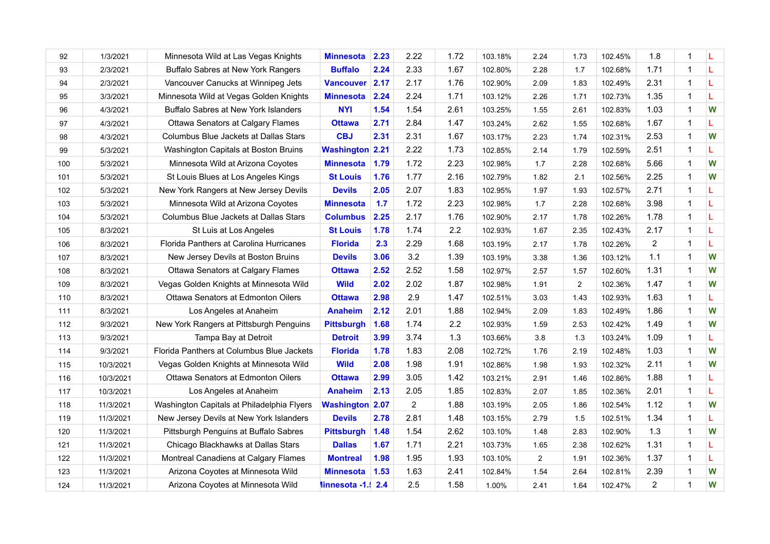| | | | | | | | | | | | | | |
|---|---|---|---|---|---|---|---|---|---|---|---|---|---|
| 92 | 1/3/2021 | Minnesota Wild at Las Vegas Knights | **Minnesota** | **2.23** | 2.22 | 1.72 | 103.18% | 2.24 | 1.73 | 102.45% | 1.8 | 1 | L |
| 93 | 2/3/2021 | Buffalo Sabres at New York Rangers | **Buffalo** | **2.24** | 2.33 | 1.67 | 102.80% | 2.28 | 1.7 | 102.68% | 1.71 | 1 | L |
| 94 | 2/3/2021 | Vancouver Canucks at Winnipeg Jets | **Vancouver** | **2.17** | 2.17 | 1.76 | 102.90% | 2.09 | 1.83 | 102.49% | 2.31 | 1 | L |
| 95 | 3/3/2021 | Minnesota Wild at Vegas Golden Knights | **Minnesota** | **2.24** | 2.24 | 1.71 | 103.12% | 2.26 | 1.71 | 102.73% | 1.35 | 1 | L |
| 96 | 4/3/2021 | Buffalo Sabres at New York Islanders | **NYI** | **1.54** | 1.54 | 2.61 | 103.25% | 1.55 | 2.61 | 102.83% | 1.03 | 1 | W |
| 97 | 4/3/2021 | Ottawa Senators at Calgary Flames | **Ottawa** | **2.71** | 2.84 | 1.47 | 103.24% | 2.62 | 1.55 | 102.68% | 1.67 | 1 | L |
| 98 | 4/3/2021 | Columbus Blue Jackets at Dallas Stars | **CBJ** | **2.31** | 2.31 | 1.67 | 103.17% | 2.23 | 1.74 | 102.31% | 2.53 | 1 | W |
| 99 | 5/3/2021 | Washington Capitals at Boston Bruins | **Washington** | **2.21** | 2.22 | 1.73 | 102.85% | 2.14 | 1.79 | 102.59% | 2.51 | 1 | L |
| 100 | 5/3/2021 | Minnesota Wild at Arizona Coyotes | **Minnesota** | **1.79** | 1.72 | 2.23 | 102.98% | 1.7 | 2.28 | 102.68% | 5.66 | 1 | W |
| 101 | 5/3/2021 | St Louis Blues at Los Angeles Kings | **St Louis** | **1.76** | 1.77 | 2.16 | 102.79% | 1.82 | 2.1 | 102.56% | 2.25 | 1 | W |
| 102 | 5/3/2021 | New York Rangers at New Jersey Devils | **Devils** | **2.05** | 2.07 | 1.83 | 102.95% | 1.97 | 1.93 | 102.57% | 2.71 | 1 | L |
| 103 | 5/3/2021 | Minnesota Wild at Arizona Coyotes | **Minnesota** | **1.7** | 1.72 | 2.23 | 102.98% | 1.7 | 2.28 | 102.68% | 3.98 | 1 | L |
| 104 | 5/3/2021 | Columbus Blue Jackets at Dallas Stars | **Columbus** | **2.25** | 2.17 | 1.76 | 102.90% | 2.17 | 1.78 | 102.26% | 1.78 | 1 | L |
| 105 | 8/3/2021 | St Luis at Los Angeles | **St Louis** | **1.78** | 1.74 | 2.2 | 102.93% | 1.67 | 2.35 | 102.43% | 2.17 | 1 | L |
| 106 | 8/3/2021 | Florida Panthers at Carolina Hurricanes | **Florida** | **2.3** | 2.29 | 1.68 | 103.19% | 2.17 | 1.78 | 102.26% | 2 | 1 | L |
| 107 | 8/3/2021 | New Jersey Devils at Boston Bruins | **Devils** | **3.06** | 3.2 | 1.39 | 103.19% | 3.38 | 1.36 | 103.12% | 1.1 | 1 | W |
| 108 | 8/3/2021 | Ottawa Senators at Calgary Flames | **Ottawa** | **2.52** | 2.52 | 1.58 | 102.97% | 2.57 | 1.57 | 102.60% | 1.31 | 1 | W |
| 109 | 8/3/2021 | Vegas Golden Knights at Minnesota Wild | **Wild** | **2.02** | 2.02 | 1.87 | 102.98% | 1.91 | 2 | 102.36% | 1.47 | 1 | W |
| 110 | 8/3/2021 | Ottawa Senators at Edmonton Oilers | **Ottawa** | **2.98** | 2.9 | 1.47 | 102.51% | 3.03 | 1.43 | 102.93% | 1.63 | 1 | L |
| 111 | 8/3/2021 | Los Angeles at Anaheim | **Anaheim** | **2.12** | 2.01 | 1.88 | 102.94% | 2.09 | 1.83 | 102.49% | 1.86 | 1 | W |
| 112 | 9/3/2021 | New York Rangers at Pittsburgh Penguins | **Pittsburgh** | **1.68** | 1.74 | 2.2 | 102.93% | 1.59 | 2.53 | 102.42% | 1.49 | 1 | W |
| 113 | 9/3/2021 | Tampa Bay at Detroit | **Detroit** | **3.99** | 3.74 | 1.3 | 103.66% | 3.8 | 1.3 | 103.24% | 1.09 | 1 | L |
| 114 | 9/3/2021 | Florida Panthers at Columbus Blue Jackets | **Florida** | **1.78** | 1.83 | 2.08 | 102.72% | 1.76 | 2.19 | 102.48% | 1.03 | 1 | W |
| 115 | 10/3/2021 | Vegas Golden Knights at Minnesota Wild | **Wild** | **2.08** | 1.98 | 1.91 | 102.86% | 1.98 | 1.93 | 102.32% | 2.11 | 1 | W |
| 116 | 10/3/2021 | Ottawa Senators at Edmonton Oilers | **Ottawa** | **2.99** | 3.05 | 1.42 | 103.21% | 2.91 | 1.46 | 102.86% | 1.88 | 1 | L |
| 117 | 10/3/2021 | Los Angeles at Anaheim | **Anaheim** | **2.13** | 2.05 | 1.85 | 102.83% | 2.07 | 1.85 | 102.36% | 2.01 | 1 | L |
| 118 | 11/3/2021 | Washington Capitals at Philadelphia Flyers | **Washington** | **2.07** | 2 | 1.88 | 103.19% | 2.05 | 1.86 | 102.54% | 1.12 | 1 | W |
| 119 | 11/3/2021 | New Jersey Devils at New York Islanders | **Devils** | **2.78** | 2.81 | 1.48 | 103.15% | 2.79 | 1.5 | 102.51% | 1.34 | 1 | L |
| 120 | 11/3/2021 | Pittsburgh Penguins at Buffalo Sabres | **Pittsburgh** | **1.48** | 1.54 | 2.62 | 103.10% | 1.48 | 2.83 | 102.90% | 1.3 | 1 | W |
| 121 | 11/3/2021 | Chicago Blackhawks at Dallas Stars | **Dallas** | **1.67** | 1.71 | 2.21 | 103.73% | 1.65 | 2.38 | 102.62% | 1.31 | 1 | L |
| 122 | 11/3/2021 | Montreal Canadiens at Calgary Flames | **Montreal** | **1.98** | 1.95 | 1.93 | 103.10% | 2 | 1.91 | 102.36% | 1.37 | 1 | L |
| 123 | 11/3/2021 | Arizona Coyotes at Minnesota Wild | **Minnesota** | **1.53** | 1.63 | 2.41 | 102.84% | 1.54 | 2.64 | 102.81% | 2.39 | 1 | W |
| 124 | 11/3/2021 | Arizona Coyotes at Minnesota Wild | **Minnesota -1.5** | **2.4** | 2.5 | 1.58 | 1.00% | 2.41 | 1.64 | 102.47% | 2 | 1 | W |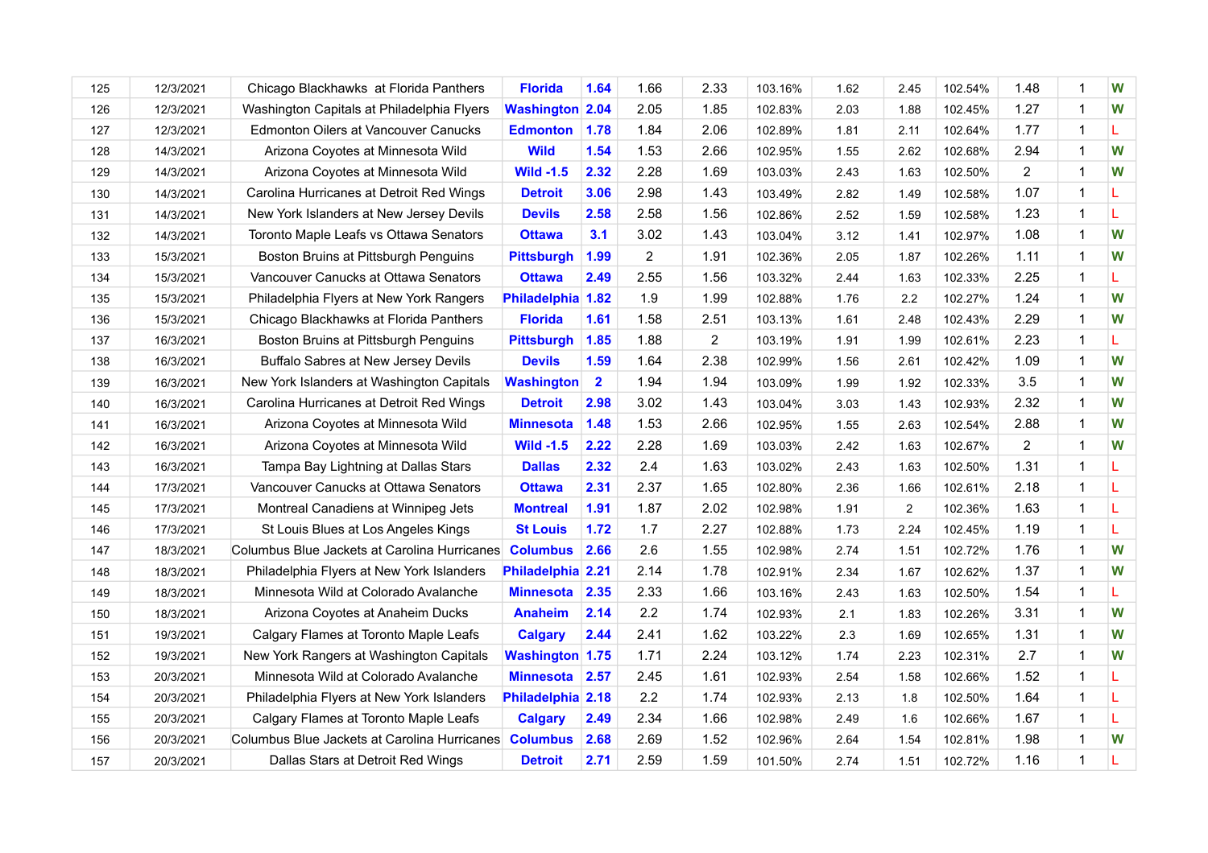| | | | | | | | | | | | | | |
|---|---|---|---|---|---|---|---|---|---|---|---|---|---|
| 125 | 12/3/2021 | Chicago Blackhawks at Florida Panthers | **Florida** | **1.64** | 1.66 | 2.33 | 103.16% | 1.62 | 2.45 | 102.54% | 1.48 | 1 | W |
| 126 | 12/3/2021 | Washington Capitals at Philadelphia Flyers | **Washington** | **2.04** | 2.05 | 1.85 | 102.83% | 2.03 | 1.88 | 102.45% | 1.27 | 1 | W |
| 127 | 12/3/2021 | Edmonton Oilers at Vancouver Canucks | **Edmonton** | **1.78** | 1.84 | 2.06 | 102.89% | 1.81 | 2.11 | 102.64% | 1.77 | 1 | L |
| 128 | 14/3/2021 | Arizona Coyotes at Minnesota Wild | **Wild** | **1.54** | 1.53 | 2.66 | 102.95% | 1.55 | 2.62 | 102.68% | 2.94 | 1 | W |
| 129 | 14/3/2021 | Arizona Coyotes at Minnesota Wild | **Wild -1.5** | **2.32** | 2.28 | 1.69 | 103.03% | 2.43 | 1.63 | 102.50% | 2 | 1 | W |
| 130 | 14/3/2021 | Carolina Hurricanes at Detroit Red Wings | **Detroit** | **3.06** | 2.98 | 1.43 | 103.49% | 2.82 | 1.49 | 102.58% | 1.07 | 1 | L |
| 131 | 14/3/2021 | New York Islanders at New Jersey Devils | **Devils** | **2.58** | 2.58 | 1.56 | 102.86% | 2.52 | 1.59 | 102.58% | 1.23 | 1 | L |
| 132 | 14/3/2021 | Toronto Maple Leafs vs Ottawa Senators | **Ottawa** | **3.1** | 3.02 | 1.43 | 103.04% | 3.12 | 1.41 | 102.97% | 1.08 | 1 | W |
| 133 | 15/3/2021 | Boston Bruins at Pittsburgh Penguins | **Pittsburgh** | **1.99** | 2 | 1.91 | 102.36% | 2.05 | 1.87 | 102.26% | 1.11 | 1 | W |
| 134 | 15/3/2021 | Vancouver Canucks at Ottawa Senators | **Ottawa** | **2.49** | 2.55 | 1.56 | 103.32% | 2.44 | 1.63 | 102.33% | 2.25 | 1 | L |
| 135 | 15/3/2021 | Philadelphia Flyers at New York Rangers | **Philadelphia** | **1.82** | 1.9 | 1.99 | 102.88% | 1.76 | 2.2 | 102.27% | 1.24 | 1 | W |
| 136 | 15/3/2021 | Chicago Blackhawks at Florida Panthers | **Florida** | **1.61** | 1.58 | 2.51 | 103.13% | 1.61 | 2.48 | 102.43% | 2.29 | 1 | W |
| 137 | 16/3/2021 | Boston Bruins at Pittsburgh Penguins | **Pittsburgh** | **1.85** | 1.88 | 2 | 103.19% | 1.91 | 1.99 | 102.61% | 2.23 | 1 | L |
| 138 | 16/3/2021 | Buffalo Sabres at New Jersey Devils | **Devils** | **1.59** | 1.64 | 2.38 | 102.99% | 1.56 | 2.61 | 102.42% | 1.09 | 1 | W |
| 139 | 16/3/2021 | New York Islanders at Washington Capitals | **Washington** | **2** | 1.94 | 1.94 | 103.09% | 1.99 | 1.92 | 102.33% | 3.5 | 1 | W |
| 140 | 16/3/2021 | Carolina Hurricanes at Detroit Red Wings | **Detroit** | **2.98** | 3.02 | 1.43 | 103.04% | 3.03 | 1.43 | 102.93% | 2.32 | 1 | W |
| 141 | 16/3/2021 | Arizona Coyotes at Minnesota Wild | **Minnesota** | **1.48** | 1.53 | 2.66 | 102.95% | 1.55 | 2.63 | 102.54% | 2.88 | 1 | W |
| 142 | 16/3/2021 | Arizona Coyotes at Minnesota Wild | **Wild -1.5** | **2.22** | 2.28 | 1.69 | 103.03% | 2.42 | 1.63 | 102.67% | 2 | 1 | W |
| 143 | 16/3/2021 | Tampa Bay Lightning at Dallas Stars | **Dallas** | **2.32** | 2.4 | 1.63 | 103.02% | 2.43 | 1.63 | 102.50% | 1.31 | 1 | L |
| 144 | 17/3/2021 | Vancouver Canucks at Ottawa Senators | **Ottawa** | **2.31** | 2.37 | 1.65 | 102.80% | 2.36 | 1.66 | 102.61% | 2.18 | 1 | L |
| 145 | 17/3/2021 | Montreal Canadiens at Winnipeg Jets | **Montreal** | **1.91** | 1.87 | 2.02 | 102.98% | 1.91 | 2 | 102.36% | 1.63 | 1 | L |
| 146 | 17/3/2021 | St Louis Blues at Los Angeles Kings | **St Louis** | **1.72** | 1.7 | 2.27 | 102.88% | 1.73 | 2.24 | 102.45% | 1.19 | 1 | L |
| 147 | 18/3/2021 | Columbus Blue Jackets at Carolina Hurricanes | **Columbus** | **2.66** | 2.6 | 1.55 | 102.98% | 2.74 | 1.51 | 102.72% | 1.76 | 1 | W |
| 148 | 18/3/2021 | Philadelphia Flyers at New York Islanders | **Philadelphia** | **2.21** | 2.14 | 1.78 | 102.91% | 2.34 | 1.67 | 102.62% | 1.37 | 1 | W |
| 149 | 18/3/2021 | Minnesota Wild at Colorado Avalanche | **Minnesota** | **2.35** | 2.33 | 1.66 | 103.16% | 2.43 | 1.63 | 102.50% | 1.54 | 1 | L |
| 150 | 18/3/2021 | Arizona Coyotes at Anaheim Ducks | **Anaheim** | **2.14** | 2.2 | 1.74 | 102.93% | 2.1 | 1.83 | 102.26% | 3.31 | 1 | W |
| 151 | 19/3/2021 | Calgary Flames at Toronto Maple Leafs | **Calgary** | **2.44** | 2.41 | 1.62 | 103.22% | 2.3 | 1.69 | 102.65% | 1.31 | 1 | W |
| 152 | 19/3/2021 | New York Rangers at Washington Capitals | **Washington** | **1.75** | 1.71 | 2.24 | 103.12% | 1.74 | 2.23 | 102.31% | 2.7 | 1 | W |
| 153 | 20/3/2021 | Minnesota Wild at Colorado Avalanche | **Minnesota** | **2.57** | 2.45 | 1.61 | 102.93% | 2.54 | 1.58 | 102.66% | 1.52 | 1 | L |
| 154 | 20/3/2021 | Philadelphia Flyers at New York Islanders | **Philadelphia** | **2.18** | 2.2 | 1.74 | 102.93% | 2.13 | 1.8 | 102.50% | 1.64 | 1 | L |
| 155 | 20/3/2021 | Calgary Flames at Toronto Maple Leafs | **Calgary** | **2.49** | 2.34 | 1.66 | 102.98% | 2.49 | 1.6 | 102.66% | 1.67 | 1 | L |
| 156 | 20/3/2021 | Columbus Blue Jackets at Carolina Hurricanes | **Columbus** | **2.68** | 2.69 | 1.52 | 102.96% | 2.64 | 1.54 | 102.81% | 1.98 | 1 | W |
| 157 | 20/3/2021 | Dallas Stars at Detroit Red Wings | **Detroit** | **2.71** | 2.59 | 1.59 | 101.50% | 2.74 | 1.51 | 102.72% | 1.16 | 1 | L |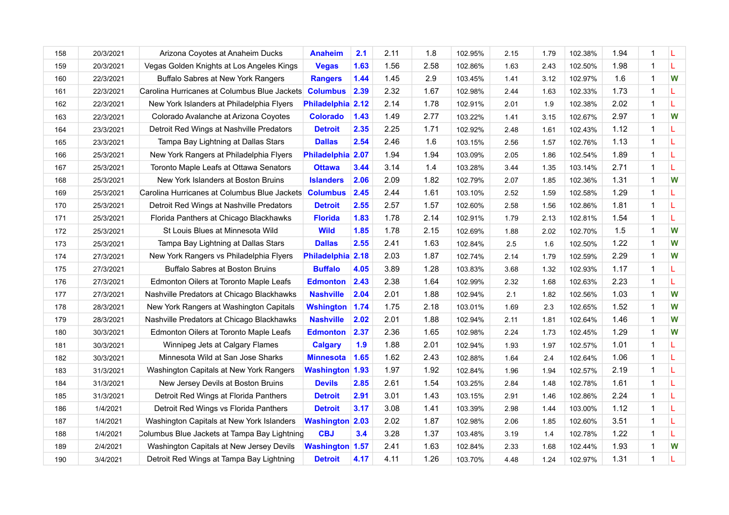| | | | | | | | | | | | | | |
|---|---|---|---|---|---|---|---|---|---|---|---|---|---|
| 158 | 20/3/2021 | Arizona Coyotes at Anaheim Ducks | **Anaheim** | **2.1** | 2.11 | 1.8 | 102.95% | 2.15 | 1.79 | 102.38% | 1.94 | 1 | L |
| 159 | 20/3/2021 | Vegas Golden Knights at Los Angeles Kings | **Vegas** | **1.63** | 1.56 | 2.58 | 102.86% | 1.63 | 2.43 | 102.50% | 1.98 | 1 | L |
| 160 | 22/3/2021 | Buffalo Sabres at New York Rangers | **Rangers** | **1.44** | 1.45 | 2.9 | 103.45% | 1.41 | 3.12 | 102.97% | 1.6 | 1 | W |
| 161 | 22/3/2021 | Carolina Hurricanes at Columbus Blue Jackets | **Columbus** | **2.39** | 2.32 | 1.67 | 102.98% | 2.44 | 1.63 | 102.33% | 1.73 | 1 | L |
| 162 | 22/3/2021 | New York Islanders at Philadelphia Flyers | **Philadelphia** | **2.12** | 2.14 | 1.78 | 102.91% | 2.01 | 1.9 | 102.38% | 2.02 | 1 | L |
| 163 | 22/3/2021 | Colorado Avalanche at Arizona Coyotes | **Colorado** | **1.43** | 1.49 | 2.77 | 103.22% | 1.41 | 3.15 | 102.67% | 2.97 | 1 | W |
| 164 | 23/3/2021 | Detroit Red Wings at Nashville Predators | **Detroit** | **2.35** | 2.25 | 1.71 | 102.92% | 2.48 | 1.61 | 102.43% | 1.12 | 1 | L |
| 165 | 23/3/2021 | Tampa Bay Lightning at Dallas Stars | **Dallas** | **2.54** | 2.46 | 1.6 | 103.15% | 2.56 | 1.57 | 102.76% | 1.13 | 1 | L |
| 166 | 25/3/2021 | New York Rangers at Philadelphia Flyers | **Philadelphia** | **2.07** | 1.94 | 1.94 | 103.09% | 2.05 | 1.86 | 102.54% | 1.89 | 1 | L |
| 167 | 25/3/2021 | Toronto Maple Leafs at Ottawa Senators | **Ottawa** | **3.44** | 3.14 | 1.4 | 103.28% | 3.44 | 1.35 | 103.14% | 2.71 | 1 | L |
| 168 | 25/3/2021 | New York Islanders at Boston Bruins | **Islanders** | **2.06** | 2.09 | 1.82 | 102.79% | 2.07 | 1.85 | 102.36% | 1.31 | 1 | W |
| 169 | 25/3/2021 | Carolina Hurricanes at Columbus Blue Jackets | **Columbus** | **2.45** | 2.44 | 1.61 | 103.10% | 2.52 | 1.59 | 102.58% | 1.29 | 1 | L |
| 170 | 25/3/2021 | Detroit Red Wings at Nashville Predators | **Detroit** | **2.55** | 2.57 | 1.57 | 102.60% | 2.58 | 1.56 | 102.86% | 1.81 | 1 | L |
| 171 | 25/3/2021 | Florida Panthers at Chicago Blackhawks | **Florida** | **1.83** | 1.78 | 2.14 | 102.91% | 1.79 | 2.13 | 102.81% | 1.54 | 1 | L |
| 172 | 25/3/2021 | St Louis Blues at Minnesota Wild | **Wild** | **1.85** | 1.78 | 2.15 | 102.69% | 1.88 | 2.02 | 102.70% | 1.5 | 1 | W |
| 173 | 25/3/2021 | Tampa Bay Lightning at Dallas Stars | **Dallas** | **2.55** | 2.41 | 1.63 | 102.84% | 2.5 | 1.6 | 102.50% | 1.22 | 1 | W |
| 174 | 27/3/2021 | New York Rangers vs Philadelphia Flyers | **Philadelphia** | **2.18** | 2.03 | 1.87 | 102.74% | 2.14 | 1.79 | 102.59% | 2.29 | 1 | W |
| 175 | 27/3/2021 | Buffalo Sabres at Boston Bruins | **Buffalo** | **4.05** | 3.89 | 1.28 | 103.83% | 3.68 | 1.32 | 102.93% | 1.17 | 1 | L |
| 176 | 27/3/2021 | Edmonton Oilers at Toronto Maple Leafs | **Edmonton** | **2.43** | 2.38 | 1.64 | 102.99% | 2.32 | 1.68 | 102.63% | 2.23 | 1 | L |
| 177 | 27/3/2021 | Nashville Predators at Chicago Blackhawks | **Nashville** | **2.04** | 2.01 | 1.88 | 102.94% | 2.1 | 1.82 | 102.56% | 1.03 | 1 | W |
| 178 | 28/3/2021 | New York Rangers at Washington Capitals | **Wshington** | **1.74** | 1.75 | 2.18 | 103.01% | 1.69 | 2.3 | 102.65% | 1.52 | 1 | W |
| 179 | 28/3/2021 | Nashville Predators at Chicago Blackhawks | **Nashville** | **2.02** | 2.01 | 1.88 | 102.94% | 2.11 | 1.81 | 102.64% | 1.46 | 1 | W |
| 180 | 30/3/2021 | Edmonton Oilers at Toronto Maple Leafs | **Edmonton** | **2.37** | 2.36 | 1.65 | 102.98% | 2.24 | 1.73 | 102.45% | 1.29 | 1 | W |
| 181 | 30/3/2021 | Winnipeg Jets at Calgary Flames | **Calgary** | **1.9** | 1.88 | 2.01 | 102.94% | 1.93 | 1.97 | 102.57% | 1.01 | 1 | L |
| 182 | 30/3/2021 | Minnesota Wild at San Jose Sharks | **Minnesota** | **1.65** | 1.62 | 2.43 | 102.88% | 1.64 | 2.4 | 102.64% | 1.06 | 1 | L |
| 183 | 31/3/2021 | Washington Capitals at New York Rangers | **Washington** | **1.93** | 1.97 | 1.92 | 102.84% | 1.96 | 1.94 | 102.57% | 2.19 | 1 | L |
| 184 | 31/3/2021 | New Jersey Devils at Boston Bruins | **Devils** | **2.85** | 2.61 | 1.54 | 103.25% | 2.84 | 1.48 | 102.78% | 1.61 | 1 | L |
| 185 | 31/3/2021 | Detroit Red Wings at Florida Panthers | **Detroit** | **2.91** | 3.01 | 1.43 | 103.15% | 2.91 | 1.46 | 102.86% | 2.24 | 1 | L |
| 186 | 1/4/2021 | Detroit Red Wings vs Florida Panthers | **Detroit** | **3.17** | 3.08 | 1.41 | 103.39% | 2.98 | 1.44 | 103.00% | 1.12 | 1 | L |
| 187 | 1/4/2021 | Washington Capitals at New York Islanders | **Washington** | **2.03** | 2.02 | 1.87 | 102.98% | 2.06 | 1.85 | 102.60% | 3.51 | 1 | L |
| 188 | 1/4/2021 | Columbus Blue Jackets at Tampa Bay Lightning | **CBJ** | **3.4** | 3.28 | 1.37 | 103.48% | 3.19 | 1.4 | 102.78% | 1.22 | 1 | L |
| 189 | 2/4/2021 | Washington Capitals at New Jersey Devils | **Washington** | **1.57** | 2.41 | 1.63 | 102.84% | 2.33 | 1.68 | 102.44% | 1.93 | 1 | W |
| 190 | 3/4/2021 | Detroit Red Wings at Tampa Bay Lightning | **Detroit** | **4.17** | 4.11 | 1.26 | 103.70% | 4.48 | 1.24 | 102.97% | 1.31 | 1 | L |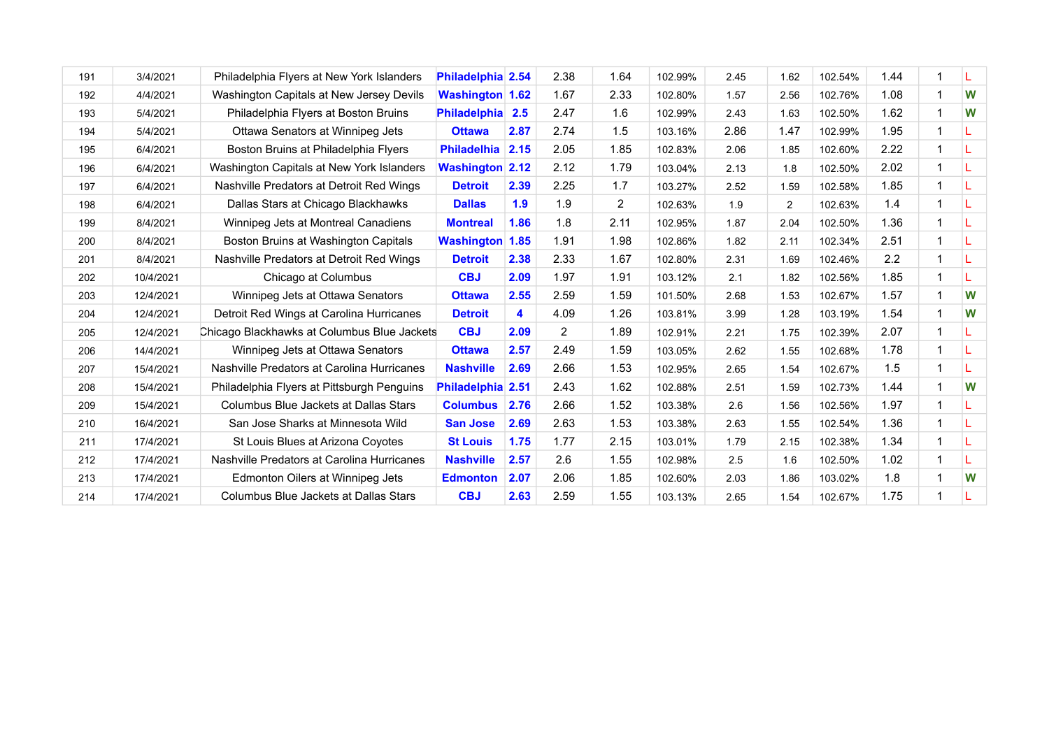| | | | | | | | | | | | | | |
|---|---|---|---|---|---|---|---|---|---|---|---|---|---|
| 191 | 3/4/2021 | Philadelphia Flyers at New York Islanders | **Philadelphia** | **2.54** | 2.38 | 1.64 | 102.99% | 2.45 | 1.62 | 102.54% | 1.44 | 1 | L |
| 192 | 4/4/2021 | Washington Capitals at New Jersey Devils | **Washington** | **1.62** | 1.67 | 2.33 | 102.80% | 1.57 | 2.56 | 102.76% | 1.08 | 1 | **W** |
| 193 | 5/4/2021 | Philadelphia Flyers at Boston Bruins | **Philadelphia** | **2.5** | 2.47 | 1.6 | 102.99% | 2.43 | 1.63 | 102.50% | 1.62 | 1 | **W** |
| 194 | 5/4/2021 | Ottawa Senators at Winnipeg Jets | **Ottawa** | **2.87** | 2.74 | 1.5 | 103.16% | 2.86 | 1.47 | 102.99% | 1.95 | 1 | L |
| 195 | 6/4/2021 | Boston Bruins at Philadelphia Flyers | **Philadelhia** | **2.15** | 2.05 | 1.85 | 102.83% | 2.06 | 1.85 | 102.60% | 2.22 | 1 | L |
| 196 | 6/4/2021 | Washington Capitals at New York Islanders | **Washington** | **2.12** | 2.12 | 1.79 | 103.04% | 2.13 | 1.8 | 102.50% | 2.02 | 1 | L |
| 197 | 6/4/2021 | Nashville Predators at Detroit Red Wings | **Detroit** | **2.39** | 2.25 | 1.7 | 103.27% | 2.52 | 1.59 | 102.58% | 1.85 | 1 | L |
| 198 | 6/4/2021 | Dallas Stars at Chicago Blackhawks | **Dallas** | **1.9** | 1.9 | 2 | 102.63% | 1.9 | 2 | 102.63% | 1.4 | 1 | L |
| 199 | 8/4/2021 | Winnipeg Jets at Montreal Canadiens | **Montreal** | **1.86** | 1.8 | 2.11 | 102.95% | 1.87 | 2.04 | 102.50% | 1.36 | 1 | L |
| 200 | 8/4/2021 | Boston Bruins at Washington Capitals | **Washington** | **1.85** | 1.91 | 1.98 | 102.86% | 1.82 | 2.11 | 102.34% | 2.51 | 1 | L |
| 201 | 8/4/2021 | Nashville Predators at Detroit Red Wings | **Detroit** | **2.38** | 2.33 | 1.67 | 102.80% | 2.31 | 1.69 | 102.46% | 2.2 | 1 | L |
| 202 | 10/4/2021 | Chicago at Columbus | **CBJ** | **2.09** | 1.97 | 1.91 | 103.12% | 2.1 | 1.82 | 102.56% | 1.85 | 1 | L |
| 203 | 12/4/2021 | Winnipeg Jets at Ottawa Senators | **Ottawa** | **2.55** | 2.59 | 1.59 | 101.50% | 2.68 | 1.53 | 102.67% | 1.57 | 1 | **W** |
| 204 | 12/4/2021 | Detroit Red Wings at Carolina Hurricanes | **Detroit** | **4** | 4.09 | 1.26 | 103.81% | 3.99 | 1.28 | 103.19% | 1.54 | 1 | **W** |
| 205 | 12/4/2021 | Chicago Blackhawks at Columbus Blue Jackets | **CBJ** | **2.09** | 2 | 1.89 | 102.91% | 2.21 | 1.75 | 102.39% | 2.07 | 1 | L |
| 206 | 14/4/2021 | Winnipeg Jets at Ottawa Senators | **Ottawa** | **2.57** | 2.49 | 1.59 | 103.05% | 2.62 | 1.55 | 102.68% | 1.78 | 1 | L |
| 207 | 15/4/2021 | Nashville Predators at Carolina Hurricanes | **Nashville** | **2.69** | 2.66 | 1.53 | 102.95% | 2.65 | 1.54 | 102.67% | 1.5 | 1 | L |
| 208 | 15/4/2021 | Philadelphia Flyers at Pittsburgh Penguins | **Philadelphia** | **2.51** | 2.43 | 1.62 | 102.88% | 2.51 | 1.59 | 102.73% | 1.44 | 1 | **W** |
| 209 | 15/4/2021 | Columbus Blue Jackets at Dallas Stars | **Columbus** | **2.76** | 2.66 | 1.52 | 103.38% | 2.6 | 1.56 | 102.56% | 1.97 | 1 | L |
| 210 | 16/4/2021 | San Jose Sharks at Minnesota Wild | **San Jose** | **2.69** | 2.63 | 1.53 | 103.38% | 2.63 | 1.55 | 102.54% | 1.36 | 1 | L |
| 211 | 17/4/2021 | St Louis Blues at Arizona Coyotes | **St Louis** | **1.75** | 1.77 | 2.15 | 103.01% | 1.79 | 2.15 | 102.38% | 1.34 | 1 | L |
| 212 | 17/4/2021 | Nashville Predators at Carolina Hurricanes | **Nashville** | **2.57** | 2.6 | 1.55 | 102.98% | 2.5 | 1.6 | 102.50% | 1.02 | 1 | L |
| 213 | 17/4/2021 | Edmonton Oilers at Winnipeg Jets | **Edmonton** | **2.07** | 2.06 | 1.85 | 102.60% | 2.03 | 1.86 | 103.02% | 1.8 | 1 | **W** |
| 214 | 17/4/2021 | Columbus Blue Jackets at Dallas Stars | **CBJ** | **2.63** | 2.59 | 1.55 | 103.13% | 2.65 | 1.54 | 102.67% | 1.75 | 1 | L |